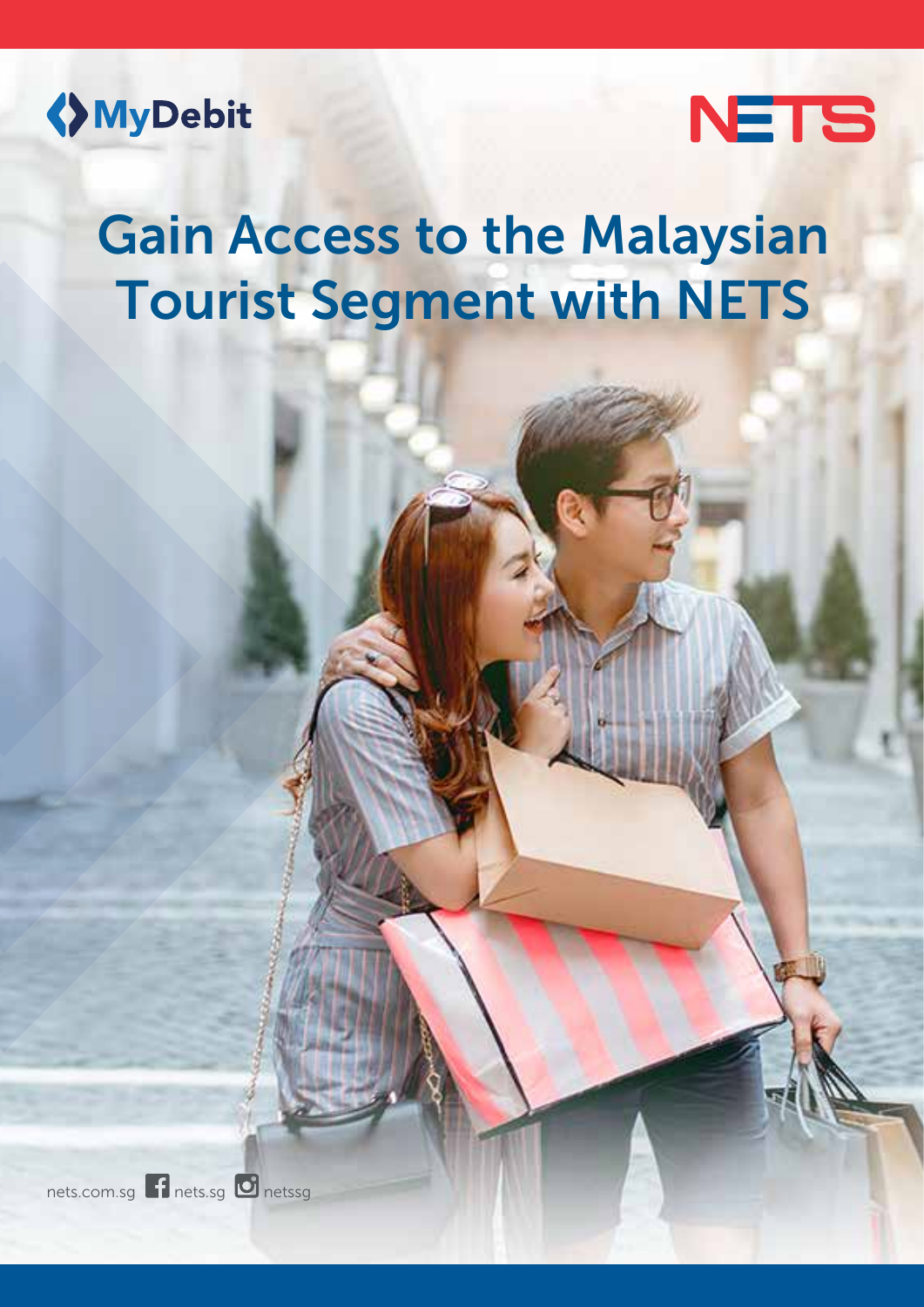MyDebit

NETS

# Gain Access to the Malaysian Tourist Segment with NETS

nets.com.sg nets.sg netssg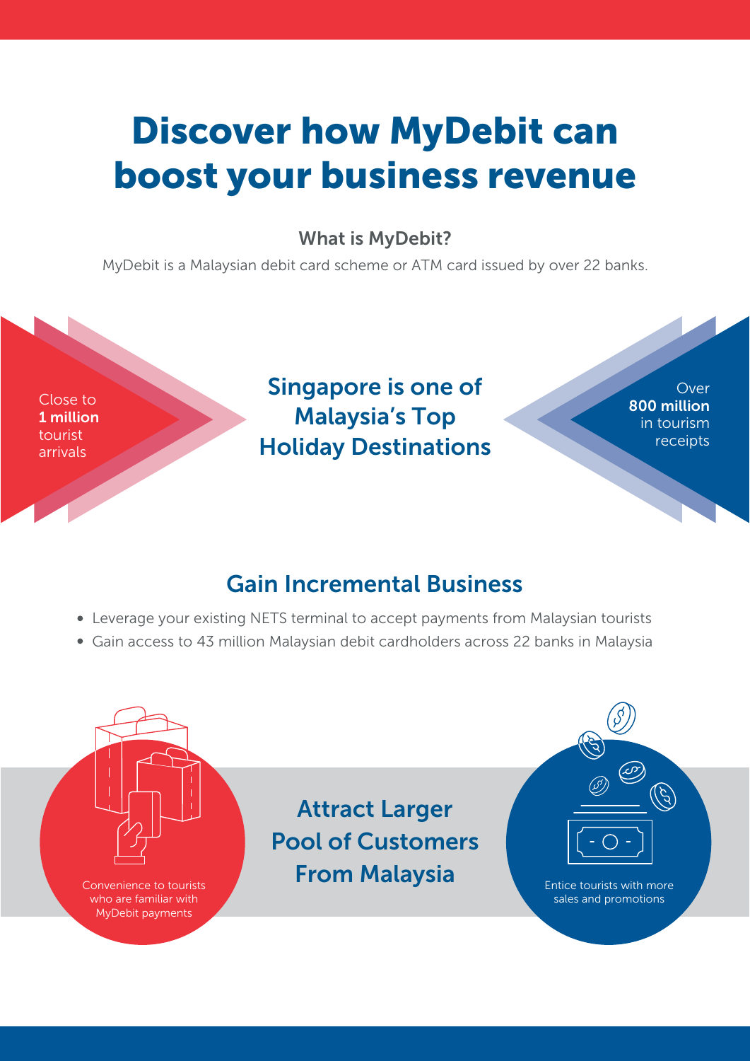# Discover how MyDebit can boost your business revenue

### What is MyDebit?

MyDebit is a Malaysian debit card scheme or ATM card issued by over 22 banks.

Close to **1 million** tourist arrivals

## Singapore is one of Malaysia's Top Holiday Destinations

Over **800 million** in tourism receipts

## Gain Incremental Business

- Leverage your existing NETS terminal to accept payments from Malaysian tourists
- Gain access to 43 million Malaysian debit cardholders across 22 banks in Malaysia

Convenience to tourists who are familiar with MyDebit payments

## Attract Larger Pool of Customers From Malaysia

Entice tourists with more sales and promotions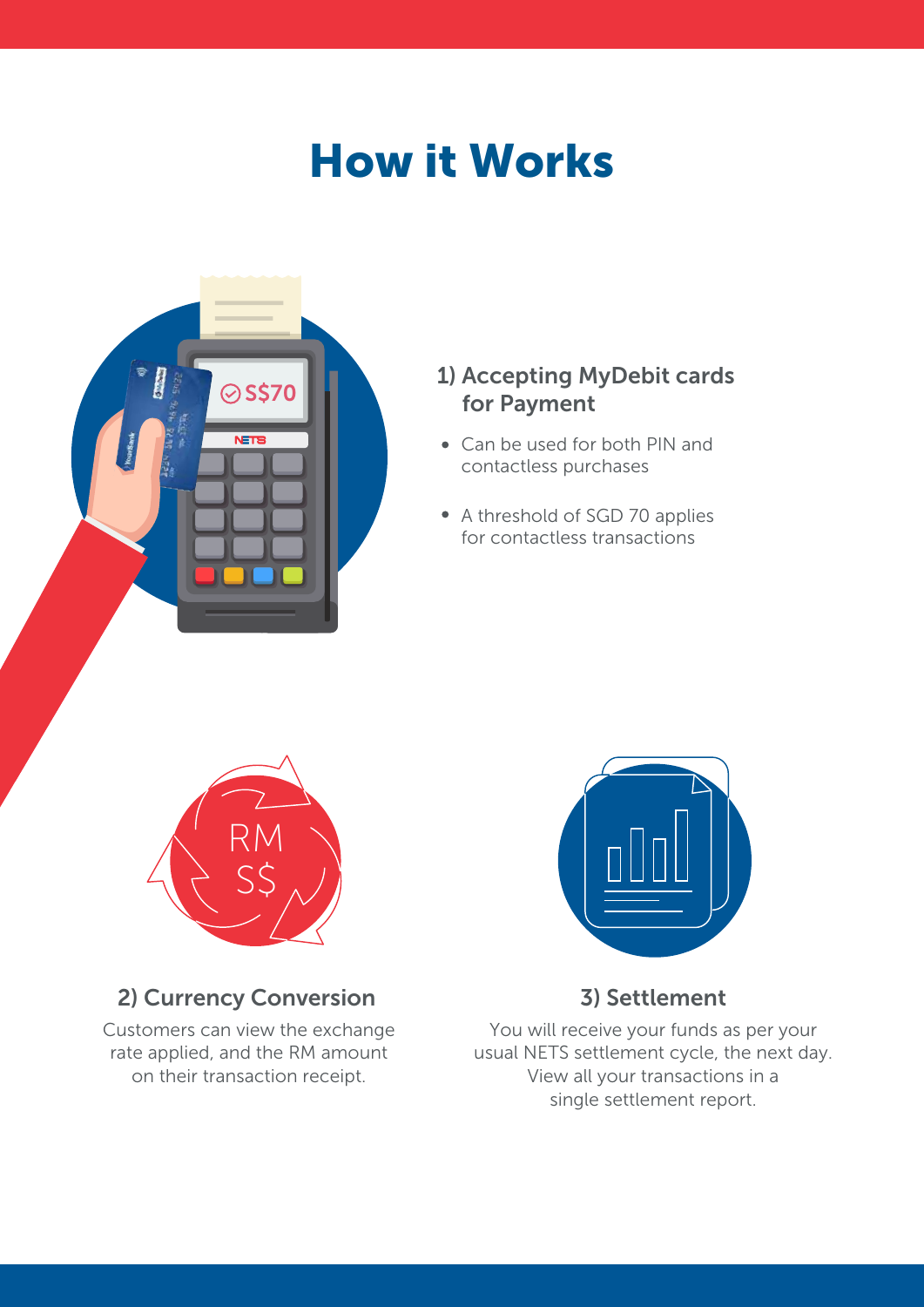# How it Works

## 1) Accepting MyDebit cards for Payment

- Can be used for both PIN and contactless purchases
- A threshold of SGD 70 applies for contactless transactions

## 2) Currency Conversion

Customers can view the exchange rate applied, and the RM amount on their transaction receipt.

## 3) Settlement

You will receive your funds as per your usual NETS settlement cycle, the next day. View all your transactions in a single settlement report.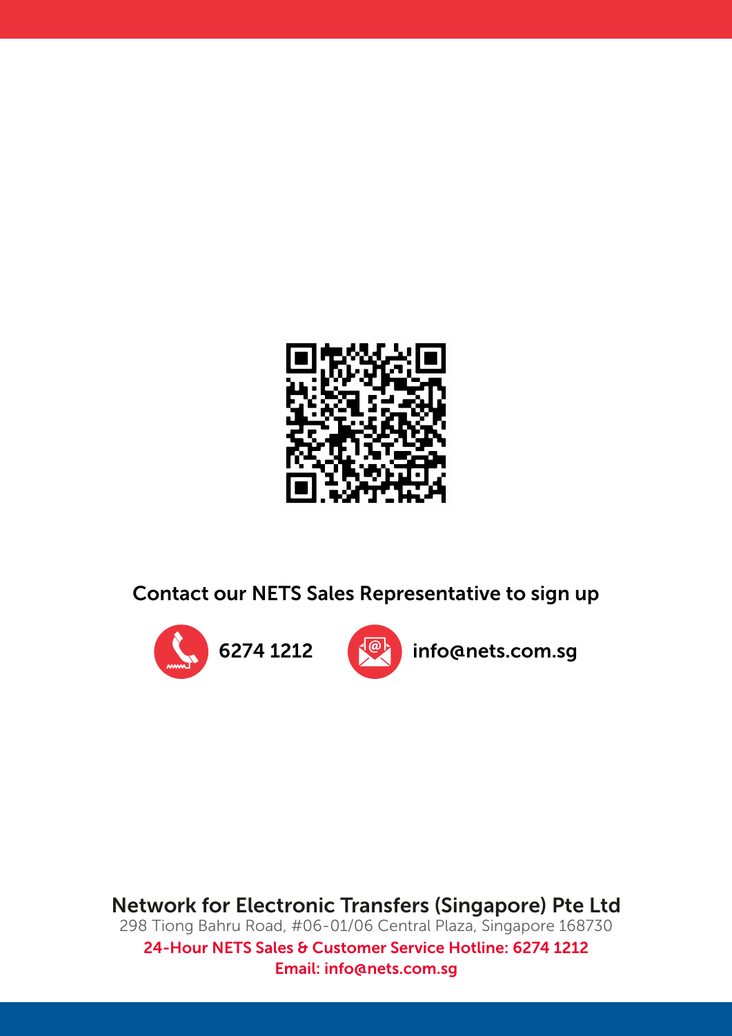Contact our NETS Sales Representative to sign up

6274 1212

info@nets.com.sg

**Network for Electronic Transfers (Singapore) Pte Ltd**
298 Tiong Bahru Road, #06-01/06 Central Plaza, Singapore 168730
**24-Hour NETS Sales & Customer Service Hotline: 6274 1212**
**Email: info@nets.com.sg**